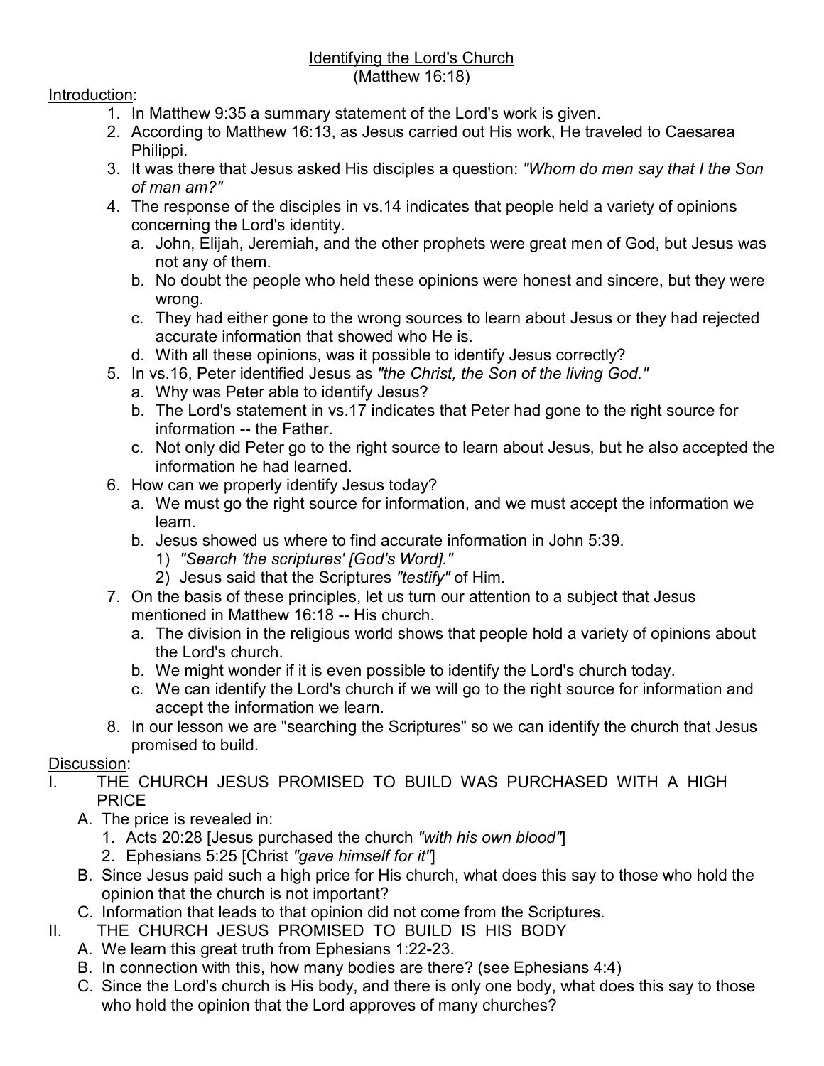# Identifying the Lord's Church
(Matthew 16:18)

Introduction:

1. In Matthew 9:35 a summary statement of the Lord's work is given.
2. According to Matthew 16:13, as Jesus carried out His work, He traveled to Caesarea Philippi.
3. It was there that Jesus asked His disciples a question: *"Whom do men say that I the Son of man am?"*
4. The response of the disciples in vs.14 indicates that people held a variety of opinions concerning the Lord's identity.
   a. John, Elijah, Jeremiah, and the other prophets were great men of God, but Jesus was not any of them.
   b. No doubt the people who held these opinions were honest and sincere, but they were wrong.
   c. They had either gone to the wrong sources to learn about Jesus or they had rejected accurate information that showed who He is.
   d. With all these opinions, was it possible to identify Jesus correctly?
5. In vs.16, Peter identified Jesus as *"the Christ, the Son of the living God."*
   a. Why was Peter able to identify Jesus?
   b. The Lord's statement in vs.17 indicates that Peter had gone to the right source for information -- the Father.
   c. Not only did Peter go to the right source to learn about Jesus, but he also accepted the information he had learned.
6. How can we properly identify Jesus today?
   a. We must go the right source for information, and we must accept the information we learn.
   b. Jesus showed us where to find accurate information in John 5:39.
      1) *"Search 'the scriptures' [God's Word]."*
      2) Jesus said that the Scriptures *"testify"* of Him.
7. On the basis of these principles, let us turn our attention to a subject that Jesus mentioned in Matthew 16:18 -- His church.
   a. The division in the religious world shows that people hold a variety of opinions about the Lord's church.
   b. We might wonder if it is even possible to identify the Lord's church today.
   c. We can identify the Lord's church if we will go to the right source for information and accept the information we learn.
8. In our lesson we are "searching the Scriptures" so we can identify the church that Jesus promised to build.

Discussion:

I. THE CHURCH JESUS PROMISED TO BUILD WAS PURCHASED WITH A HIGH PRICE
   A. The price is revealed in:
      1. Acts 20:28 [Jesus purchased the church *"with his own blood"*]
      2. Ephesians 5:25 [Christ *"gave himself for it"*]
   B. Since Jesus paid such a high price for His church, what does this say to those who hold the opinion that the church is not important?
   C. Information that leads to that opinion did not come from the Scriptures.

II. THE CHURCH JESUS PROMISED TO BUILD IS HIS BODY
   A. We learn this great truth from Ephesians 1:22-23.
   B. In connection with this, how many bodies are there? (see Ephesians 4:4)
   C. Since the Lord's church is His body, and there is only one body, what does this say to those who hold the opinion that the Lord approves of many churches?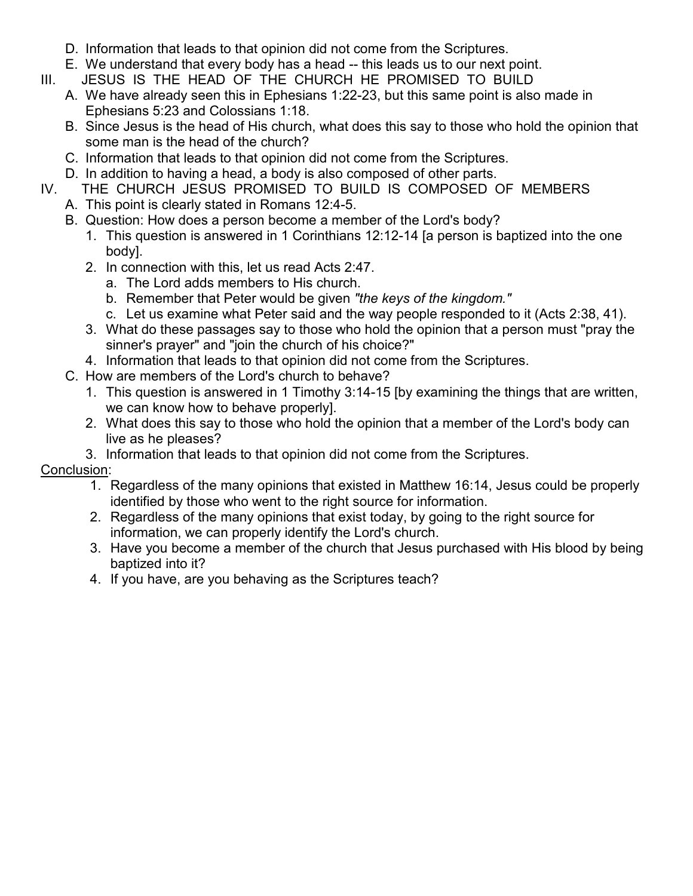D. Information that leads to that opinion did not come from the Scriptures.
E. We understand that every body has a head -- this leads us to our next point.

III. JESUS IS THE HEAD OF THE CHURCH HE PROMISED TO BUILD

A. We have already seen this in Ephesians 1:22-23, but this same point is also made in Ephesians 5:23 and Colossians 1:18.
B. Since Jesus is the head of His church, what does this say to those who hold the opinion that some man is the head of the church?
C. Information that leads to that opinion did not come from the Scriptures.
D. In addition to having a head, a body is also composed of other parts.

IV. THE CHURCH JESUS PROMISED TO BUILD IS COMPOSED OF MEMBERS

A. This point is clearly stated in Romans 12:4-5.
B. Question: How does a person become a member of the Lord's body?
   1. This question is answered in 1 Corinthians 12:12-14 [a person is baptized into the one body].
   2. In connection with this, let us read Acts 2:47.
      a. The Lord adds members to His church.
      b. Remember that Peter would be given *"the keys of the kingdom."*
      c. Let us examine what Peter said and the way people responded to it (Acts 2:38, 41).
   3. What do these passages say to those who hold the opinion that a person must "pray the sinner's prayer" and "join the church of his choice?"
   4. Information that leads to that opinion did not come from the Scriptures.
C. How are members of the Lord's church to behave?
   1. This question is answered in 1 Timothy 3:14-15 [by examining the things that are written, we can know how to behave properly].
   2. What does this say to those who hold the opinion that a member of the Lord's body can live as he pleases?
   3. Information that leads to that opinion did not come from the Scriptures.

Conclusion:

1. Regardless of the many opinions that existed in Matthew 16:14, Jesus could be properly identified by those who went to the right source for information.
2. Regardless of the many opinions that exist today, by going to the right source for information, we can properly identify the Lord's church.
3. Have you become a member of the church that Jesus purchased with His blood by being baptized into it?
4. If you have, are you behaving as the Scriptures teach?